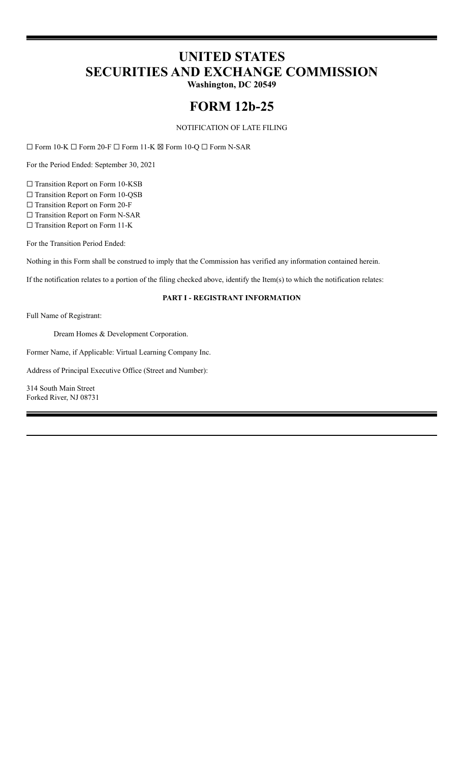# UNITED STATES
# SECURITIES AND EXCHANGE COMMISSION
**Washington, DC 20549**

# FORM 12b-25

NOTIFICATION OF LATE FILING

☐ Form 10-K ☐ Form 20-F ☐ Form 11-K ☒ Form 10-Q ☐ Form N-SAR

For the Period Ended: September 30, 2021

☐ Transition Report on Form 10-KSB
☐ Transition Report on Form 10-QSB
☐ Transition Report on Form 20-F
☐ Transition Report on Form N-SAR
☐ Transition Report on Form 11-K

For the Transition Period Ended:

Nothing in this Form shall be construed to imply that the Commission has verified any information contained herein.

If the notification relates to a portion of the filing checked above, identify the Item(s) to which the notification relates:

**PART I - REGISTRANT INFORMATION**

Full Name of Registrant:

Dream Homes & Development Corporation.

Former Name, if Applicable: Virtual Learning Company Inc.

Address of Principal Executive Office (Street and Number):

314 South Main Street
Forked River, NJ 08731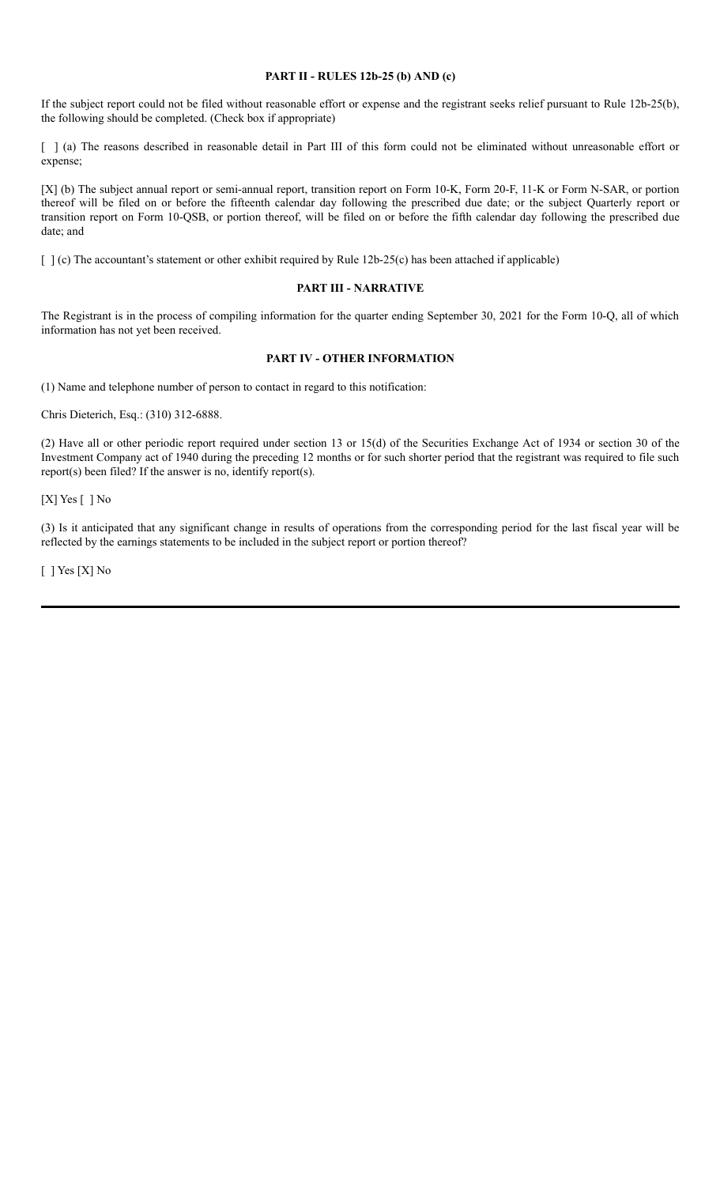## PART II - RULES 12b-25 (b) AND (c)

If the subject report could not be filed without reasonable effort or expense and the registrant seeks relief pursuant to Rule 12b-25(b), the following should be completed. (Check box if appropriate)

[ ] (a) The reasons described in reasonable detail in Part III of this form could not be eliminated without unreasonable effort or expense;

[X] (b) The subject annual report or semi-annual report, transition report on Form 10-K, Form 20-F, 11-K or Form N-SAR, or portion thereof will be filed on or before the fifteenth calendar day following the prescribed due date; or the subject Quarterly report or transition report on Form 10-QSB, or portion thereof, will be filed on or before the fifth calendar day following the prescribed due date; and

[ ] (c) The accountant's statement or other exhibit required by Rule 12b-25(c) has been attached if applicable)

## PART III - NARRATIVE

The Registrant is in the process of compiling information for the quarter ending September 30, 2021 for the Form 10-Q, all of which information has not yet been received.

## PART IV - OTHER INFORMATION

(1) Name and telephone number of person to contact in regard to this notification:

Chris Dieterich, Esq.: (310) 312-6888.

(2) Have all or other periodic report required under section 13 or 15(d) of the Securities Exchange Act of 1934 or section 30 of the Investment Company act of 1940 during the preceding 12 months or for such shorter period that the registrant was required to file such report(s) been filed? If the answer is no, identify report(s).

[X] Yes [ ] No

(3) Is it anticipated that any significant change in results of operations from the corresponding period for the last fiscal year will be reflected by the earnings statements to be included in the subject report or portion thereof?

[ ] Yes [X] No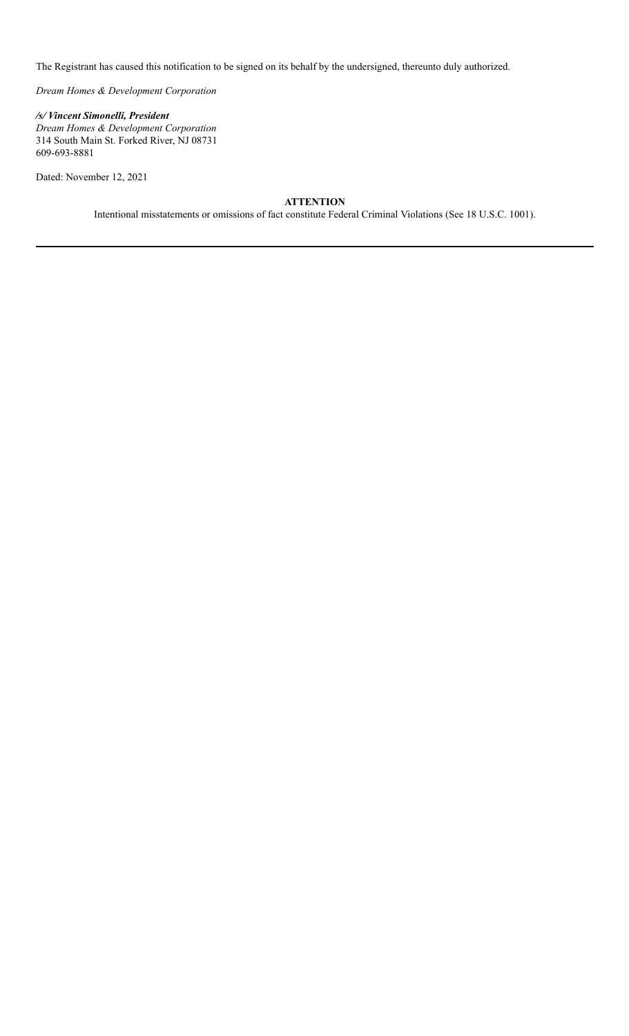The Registrant has caused this notification to be signed on its behalf by the undersigned, thereunto duly authorized.

*Dream Homes & Development Corporation*

***/s/ Vincent Simonelli, President***
*Dream Homes & Development Corporation*
314 South Main St. Forked River, NJ 08731
609-693-8881

Dated: November 12, 2021

**ATTENTION**

Intentional misstatements or omissions of fact constitute Federal Criminal Violations (See 18 U.S.C. 1001).